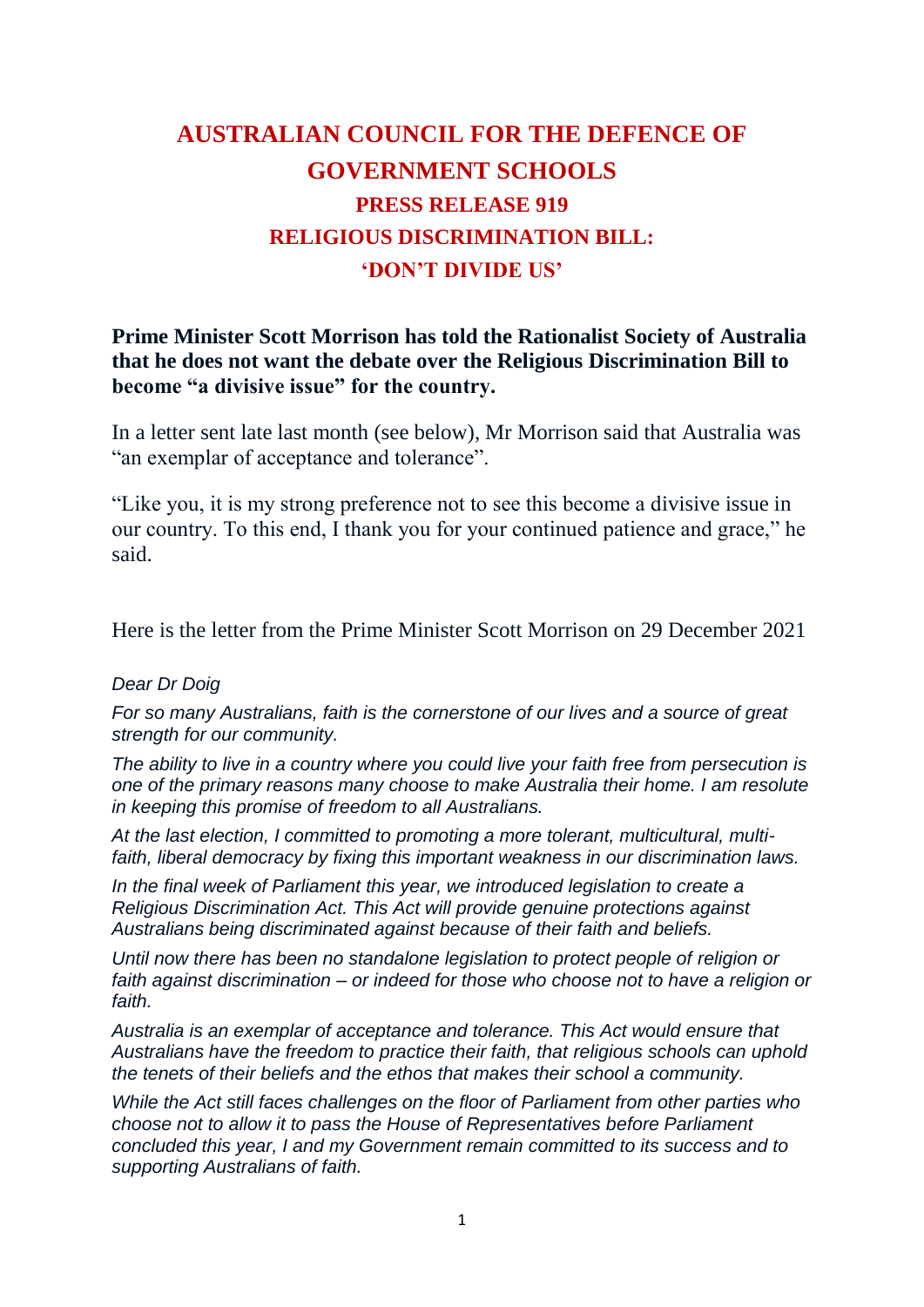# AUSTRALIAN COUNCIL FOR THE DEFENCE OF GOVERNMENT SCHOOLS

## PRESS RELEASE 919

## RELIGIOUS DISCRIMINATION BILL: 'DON'T DIVIDE US'

**Prime Minister Scott Morrison has told the Rationalist Society of Australia that he does not want the debate over the Religious Discrimination Bill to become "a divisive issue" for the country.**

In a letter sent late last month (see below), Mr Morrison said that Australia was "an exemplar of acceptance and tolerance".

"Like you, it is my strong preference not to see this become a divisive issue in our country. To this end, I thank you for your continued patience and grace," he said.

Here is the letter from the Prime Minister Scott Morrison on 29 December 2021

*Dear Dr Doig*

*For so many Australians, faith is the cornerstone of our lives and a source of great strength for our community.*

*The ability to live in a country where you could live your faith free from persecution is one of the primary reasons many choose to make Australia their home. I am resolute in keeping this promise of freedom to all Australians.*

*At the last election, I committed to promoting a more tolerant, multicultural, multi-faith, liberal democracy by fixing this important weakness in our discrimination laws.*

*In the final week of Parliament this year, we introduced legislation to create a Religious Discrimination Act. This Act will provide genuine protections against Australians being discriminated against because of their faith and beliefs.*

*Until now there has been no standalone legislation to protect people of religion or faith against discrimination – or indeed for those who choose not to have a religion or faith.*

*Australia is an exemplar of acceptance and tolerance. This Act would ensure that Australians have the freedom to practice their faith, that religious schools can uphold the tenets of their beliefs and the ethos that makes their school a community.*

*While the Act still faces challenges on the floor of Parliament from other parties who choose not to allow it to pass the House of Representatives before Parliament concluded this year, I and my Government remain committed to its success and to supporting Australians of faith.*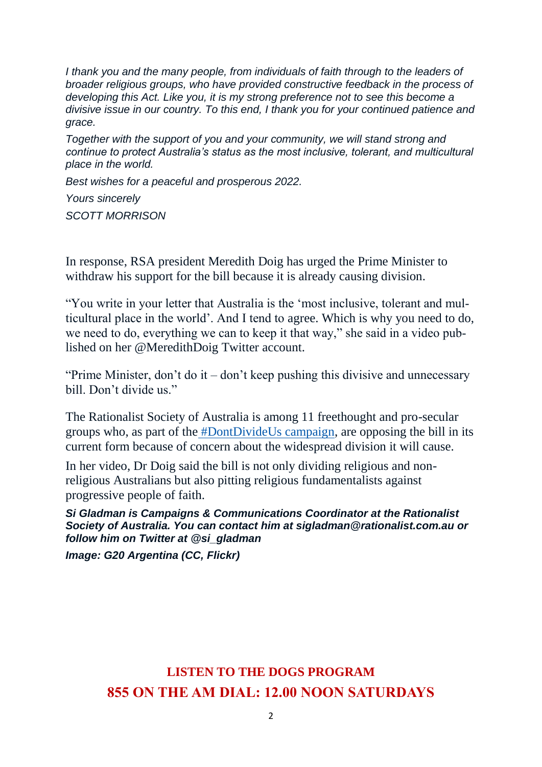*I thank you and the many people, from individuals of faith through to the leaders of broader religious groups, who have provided constructive feedback in the process of developing this Act. Like you, it is my strong preference not to see this become a divisive issue in our country. To this end, I thank you for your continued patience and grace.*

*Together with the support of you and your community, we will stand strong and continue to protect Australia's status as the most inclusive, tolerant, and multicultural place in the world.*

*Best wishes for a peaceful and prosperous 2022.*

*Yours sincerely*

*SCOTT MORRISON*

In response, RSA president Meredith Doig has urged the Prime Minister to withdraw his support for the bill because it is already causing division.

"You write in your letter that Australia is the 'most inclusive, tolerant and multicultural place in the world'. And I tend to agree. Which is why you need to do, we need to do, everything we can to keep it that way," she said in a video published on her @MeredithDoig Twitter account.

"Prime Minister, don't do it – don't keep pushing this divisive and unnecessary bill. Don't divide us."

The Rationalist Society of Australia is among 11 freethought and pro-secular groups who, as part of the #DontDivideUs campaign, are opposing the bill in its current form because of concern about the widespread division it will cause.

In her video, Dr Doig said the bill is not only dividing religious and non-religious Australians but also pitting religious fundamentalists against progressive people of faith.

***Si Gladman is Campaigns & Communications Coordinator at the Rationalist Society of Australia. You can contact him at sigladman@rationalist.com.au or follow him on Twitter at @si_gladman***

***Image: G20 Argentina (CC, Flickr)***

**LISTEN TO THE DOGS PROGRAM**

**855 ON THE AM DIAL: 12.00 NOON SATURDAYS**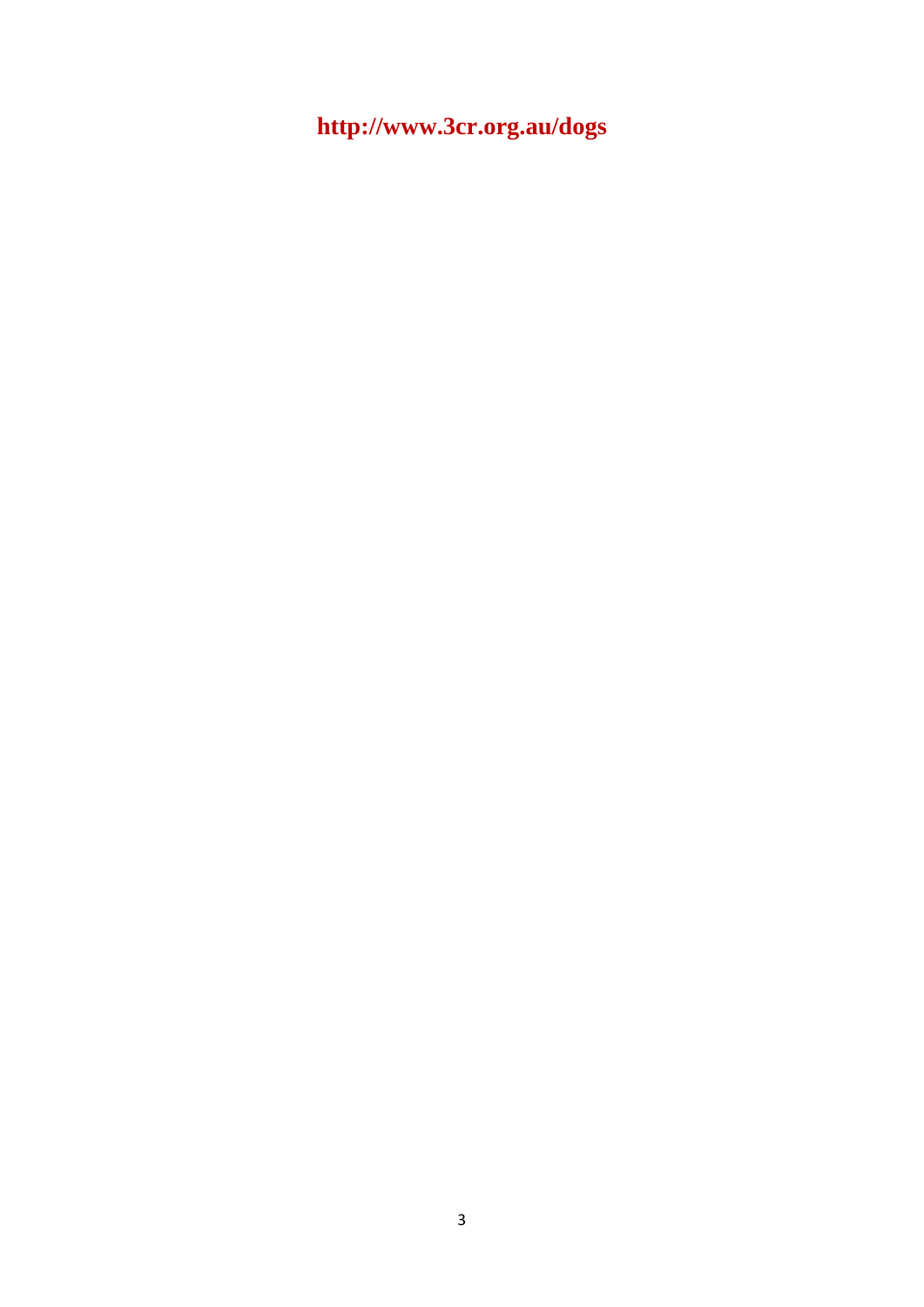**http://www.3cr.org.au/dogs**